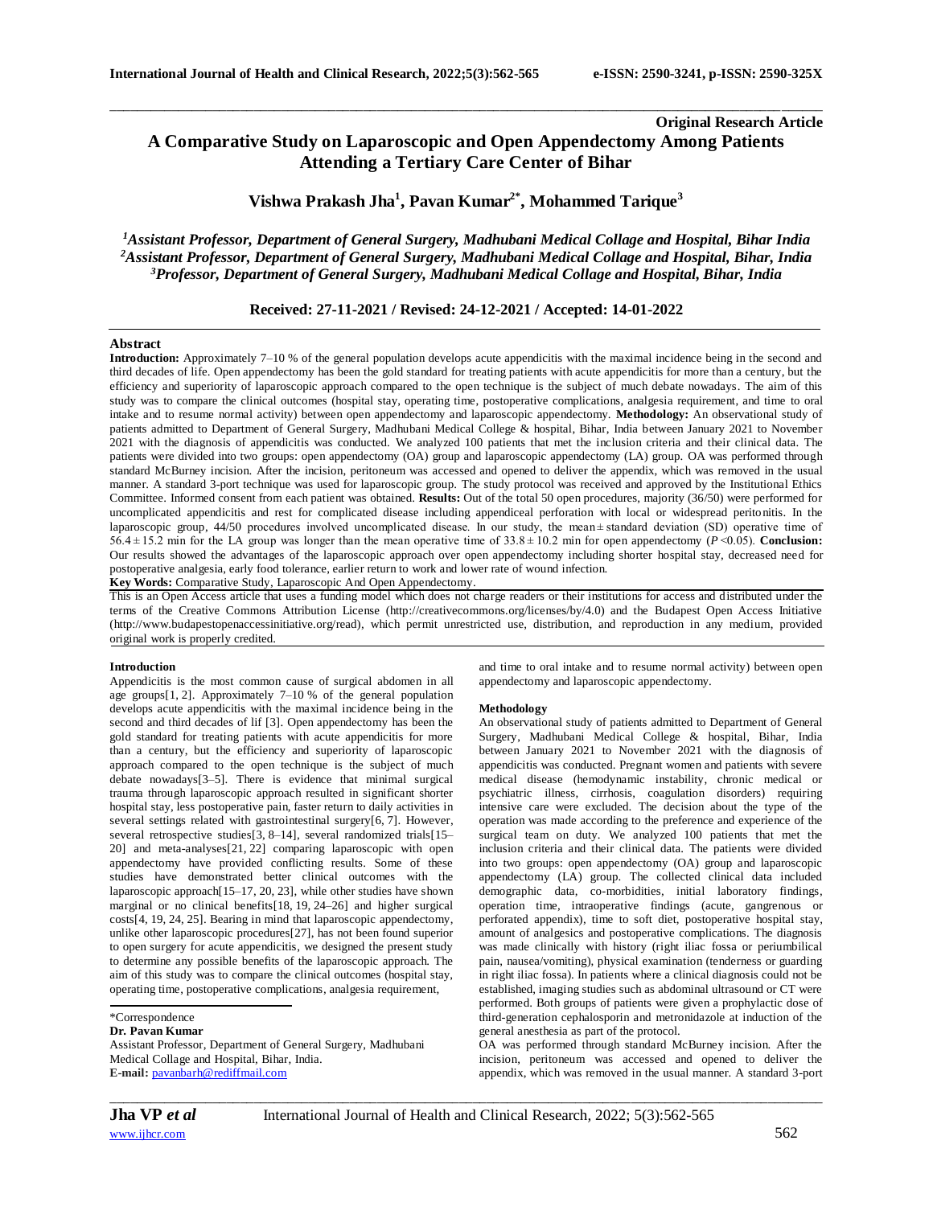**Original Research Article**

# A Comparative Study on Laparoscopic and Open Appendectomy Among Patients Attending a Tertiary Care Center of Bihar

**Vishwa Prakash Jha[1], Pavan Kumar[2*], Mohammed Tarique[3]**

*[1]Assistant Professor, Department of General Surgery, Madhubani Medical Collage and Hospital, Bihar India*
*[2]Assistant Professor, Department of General Surgery, Madhubani Medical Collage and Hospital, Bihar, India*
*[3]Professor, Department of General Surgery, Madhubani Medical Collage and Hospital, Bihar, India*

**Received: 27-11-2021 / Revised: 24-12-2021 / Accepted: 14-01-2022**

## Abstract

**Introduction:** Approximately 7–10 % of the general population develops acute appendicitis with the maximal incidence being in the second and third decades of life. Open appendectomy has been the gold standard for treating patients with acute appendicitis for more than a century, but the efficiency and superiority of laparoscopic approach compared to the open technique is the subject of much debate nowadays. The aim of this study was to compare the clinical outcomes (hospital stay, operating time, postoperative complications, analgesia requirement, and time to oral intake and to resume normal activity) between open appendectomy and laparoscopic appendectomy. **Methodology:** An observational study of patients admitted to Department of General Surgery, Madhubani Medical College & hospital, Bihar, India between January 2021 to November 2021 with the diagnosis of appendicitis was conducted. We analyzed 100 patients that met the inclusion criteria and their clinical data. The patients were divided into two groups: open appendectomy (OA) group and laparoscopic appendectomy (LA) group. OA was performed through standard McBurney incision. After the incision, peritoneum was accessed and opened to deliver the appendix, which was removed in the usual manner. A standard 3-port technique was used for laparoscopic group. The study protocol was received and approved by the Institutional Ethics Committee. Informed consent from each patient was obtained. **Results:** Out of the total 50 open procedures, majority (36/50) were performed for uncomplicated appendicitis and rest for complicated disease including appendiceal perforation with local or widespread peritonitis. In the laparoscopic group, 44/50 procedures involved uncomplicated disease. In our study, the mean ± standard deviation (SD) operative time of 56.4 ± 15.2 min for the LA group was longer than the mean operative time of 33.8 ± 10.2 min for open appendectomy ($P < 0.05$). **Conclusion:** Our results showed the advantages of the laparoscopic approach over open appendectomy including shorter hospital stay, decreased need for postoperative analgesia, early food tolerance, earlier return to work and lower rate of wound infection.

**Key Words:** Comparative Study, Laparoscopic And Open Appendectomy.

This is an Open Access article that uses a funding model which does not charge readers or their institutions for access and distributed under the terms of the Creative Commons Attribution License (http://creativecommons.org/licenses/by/4.0) and the Budapest Open Access Initiative (http://www.budapestopenaccessinitiative.org/read), which permit unrestricted use, distribution, and reproduction in any medium, provided original work is properly credited.

## Introduction

Appendicitis is the most common cause of surgical abdomen in all age groups[1, 2]. Approximately 7–10 % of the general population develops acute appendicitis with the maximal incidence being in the second and third decades of lif [3]. Open appendectomy has been the gold standard for treating patients with acute appendicitis for more than a century, but the efficiency and superiority of laparoscopic approach compared to the open technique is the subject of much debate nowadays[3–5]. There is evidence that minimal surgical trauma through laparoscopic approach resulted in significant shorter hospital stay, less postoperative pain, faster return to daily activities in several settings related with gastrointestinal surgery[6, 7]. However, several retrospective studies[3, 8–14], several randomized trials[15–20] and meta-analyses[21, 22] comparing laparoscopic with open appendectomy have provided conflicting results. Some of these studies have demonstrated better clinical outcomes with the laparoscopic approach[15–17, 20, 23], while other studies have shown marginal or no clinical benefits[18, 19, 24–26] and higher surgical costs[4, 19, 24, 25]. Bearing in mind that laparoscopic appendectomy, unlike other laparoscopic procedures[27], has not been found superior to open surgery for acute appendicitis, we designed the present study to determine any possible benefits of the laparoscopic approach. The aim of this study was to compare the clinical outcomes (hospital stay, operating time, postoperative complications, analgesia requirement, and time to oral intake and to resume normal activity) between open appendectomy and laparoscopic appendectomy.

\*Correspondence
**Dr. Pavan Kumar**
Assistant Professor, Department of General Surgery, Madhubani Medical Collage and Hospital, Bihar, India.
**E-mail:** pavanbarh@rediffmail.com

## Methodology

An observational study of patients admitted to Department of General Surgery, Madhubani Medical College & hospital, Bihar, India between January 2021 to November 2021 with the diagnosis of appendicitis was conducted. Pregnant women and patients with severe medical disease (hemodynamic instability, chronic medical or psychiatric illness, cirrhosis, coagulation disorders) requiring intensive care were excluded. The decision about the type of the operation was made according to the preference and experience of the surgical team on duty. We analyzed 100 patients that met the inclusion criteria and their clinical data. The patients were divided into two groups: open appendectomy (OA) group and laparoscopic appendectomy (LA) group. The collected clinical data included demographic data, co-morbidities, initial laboratory findings, operation time, intraoperative findings (acute, gangrenous or perforated appendix), time to soft diet, postoperative hospital stay, amount of analgesics and postoperative complications. The diagnosis was made clinically with history (right iliac fossa or periumbilical pain, nausea/vomiting), physical examination (tenderness or guarding in right iliac fossa). In patients where a clinical diagnosis could not be established, imaging studies such as abdominal ultrasound or CT were performed. Both groups of patients were given a prophylactic dose of third-generation cephalosporin and metronidazole at induction of the general anesthesia as part of the protocol.

OA was performed through standard McBurney incision. After the incision, peritoneum was accessed and opened to deliver the appendix, which was removed in the usual manner. A standard 3-port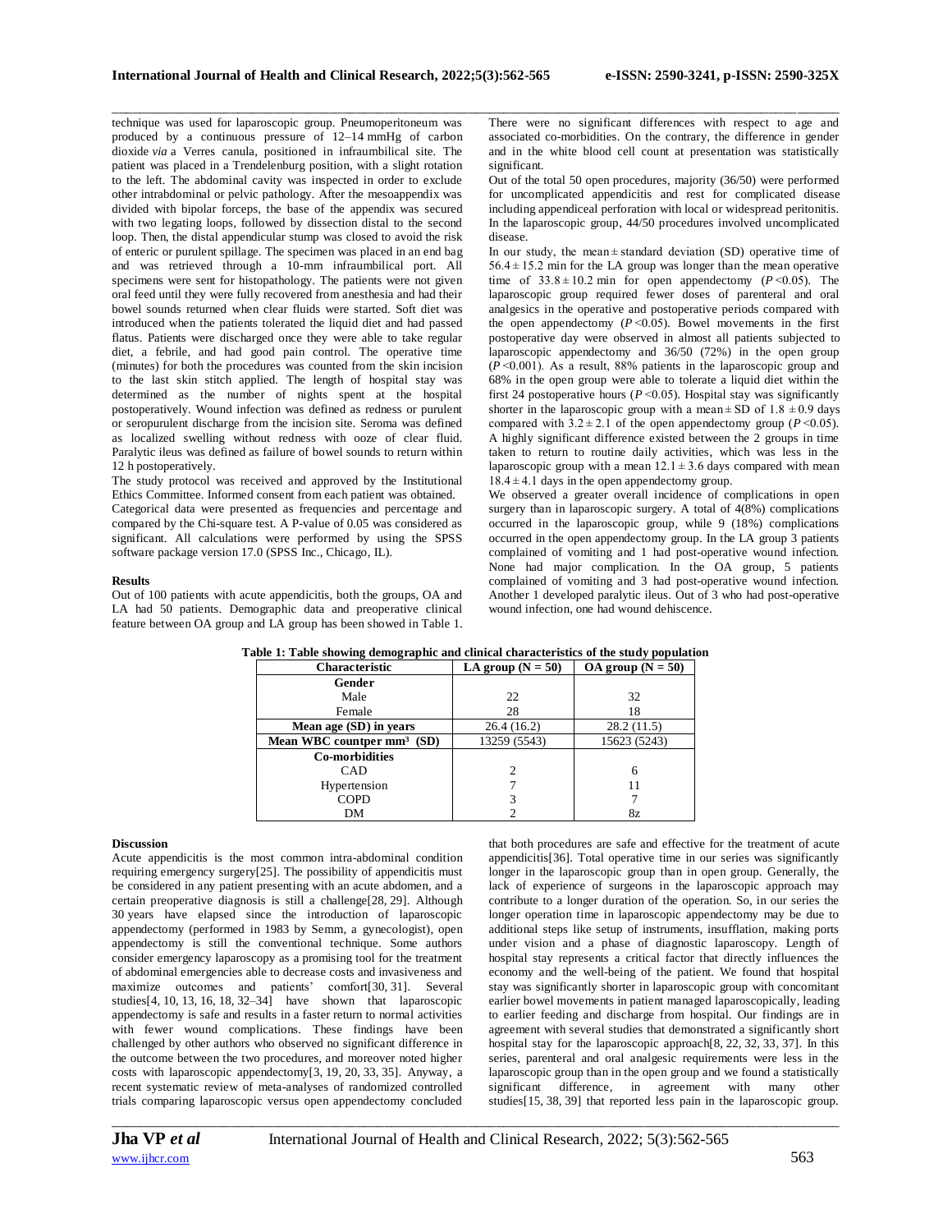technique was used for laparoscopic group. Pneumoperitoneum was produced by a continuous pressure of 12–14 mmHg of carbon dioxide *via* a Verres canula, positioned in infraumbilical site. The patient was placed in a Trendelenburg position, with a slight rotation to the left. The abdominal cavity was inspected in order to exclude other intrabdominal or pelvic pathology. After the mesoappendix was divided with bipolar forceps, the base of the appendix was secured with two legating loops, followed by dissection distal to the second loop. Then, the distal appendicular stump was closed to avoid the risk of enteric or purulent spillage. The specimen was placed in an end bag and was retrieved through a 10-mm infraumbilical port. All specimens were sent for histopathology. The patients were not given oral feed until they were fully recovered from anesthesia and had their bowel sounds returned when clear fluids were started. Soft diet was introduced when the patients tolerated the liquid diet and had passed flatus. Patients were discharged once they were able to take regular diet, a febrile, and had good pain control. The operative time (minutes) for both the procedures was counted from the skin incision to the last skin stitch applied. The length of hospital stay was determined as the number of nights spent at the hospital postoperatively. Wound infection was defined as redness or purulent or seropurulent discharge from the incision site. Seroma was defined as localized swelling without redness with ooze of clear fluid. Paralytic ileus was defined as failure of bowel sounds to return within 12 h postoperatively.

The study protocol was received and approved by the Institutional Ethics Committee. Informed consent from each patient was obtained.

Categorical data were presented as frequencies and percentage and compared by the Chi-square test. A P-value of 0.05 was considered as significant. All calculations were performed by using the SPSS software package version 17.0 (SPSS Inc., Chicago, IL).

## Results

Out of 100 patients with acute appendicitis, both the groups, OA and LA had 50 patients. Demographic data and preoperative clinical feature between OA group and LA group has been showed in Table 1. There were no significant differences with respect to age and associated co-morbidities. On the contrary, the difference in gender and in the white blood cell count at presentation was statistically significant.

Out of the total 50 open procedures, majority (36/50) were performed for uncomplicated appendicitis and rest for complicated disease including appendiceal perforation with local or widespread peritonitis. In the laparoscopic group, 44/50 procedures involved uncomplicated disease.

In our study, the mean ± standard deviation (SD) operative time of 56.4 ± 15.2 min for the LA group was longer than the mean operative time of 33.8 ± 10.2 min for open appendectomy ($P$ <0.05). The laparoscopic group required fewer doses of parenteral and oral analgesics in the operative and postoperative periods compared with the open appendectomy ($P$ <0.05). Bowel movements in the first postoperative day were observed in almost all patients subjected to laparoscopic appendectomy and 36/50 (72%) in the open group ($P$ <0.001). As a result, 88% patients in the laparoscopic group and 68% in the open group were able to tolerate a liquid diet within the first 24 postoperative hours ($P$ <0.05). Hospital stay was significantly shorter in the laparoscopic group with a mean ± SD of 1.8 ± 0.9 days compared with 3.2 ± 2.1 of the open appendectomy group ($P$ <0.05). A highly significant difference existed between the 2 groups in time taken to return to routine daily activities, which was less in the laparoscopic group with a mean 12.1 ± 3.6 days compared with mean 18.4 ± 4.1 days in the open appendectomy group.

We observed a greater overall incidence of complications in open surgery than in laparoscopic surgery. A total of 4(8%) complications occurred in the laparoscopic group, while 9 (18%) complications occurred in the open appendectomy group. In the LA group 3 patients complained of vomiting and 1 had post-operative wound infection. None had major complication. In the OA group, 5 patients complained of vomiting and 3 had post-operative wound infection. Another 1 developed paralytic ileus. Out of 3 who had post-operative wound infection, one had wound dehiscence.

**Table 1: Table showing demographic and clinical characteristics of the study population**

| Characteristic | LA group (N = 50) | OA group (N = 50) |
|---|---|---|
| **Gender** | | |
| Male | 22 | 32 |
| Female | 28 | 18 |
| **Mean age (SD) in years** | 26.4 (16.2) | 28.2 (11.5) |
| **Mean WBC countper mm$^3$ (SD)** | 13259 (5543) | 15623 (5243) |
| **Co-morbidities** | | |
| CAD | 2 | 6 |
| Hypertension | 7 | 11 |
| COPD | 3 | 7 |
| DM | 2 | 8z |

## Discussion

Acute appendicitis is the most common intra-abdominal condition requiring emergency surgery[25]. The possibility of appendicitis must be considered in any patient presenting with an acute abdomen, and a certain preoperative diagnosis is still a challenge[28, 29]. Although 30 years have elapsed since the introduction of laparoscopic appendectomy (performed in 1983 by Semm, a gynecologist), open appendectomy is still the conventional technique. Some authors consider emergency laparoscopy as a promising tool for the treatment of abdominal emergencies able to decrease costs and invasiveness and maximize outcomes and patients' comfort[30, 31]. Several studies[4, 10, 13, 16, 18, 32–34] have shown that laparoscopic appendectomy is safe and results in a faster return to normal activities with fewer wound complications. These findings have been challenged by other authors who observed no significant difference in the outcome between the two procedures, and moreover noted higher costs with laparoscopic appendectomy[3, 19, 20, 33, 35]. Anyway, a recent systematic review of meta-analyses of randomized controlled trials comparing laparoscopic versus open appendectomy concluded that both procedures are safe and effective for the treatment of acute appendicitis[36]. Total operative time in our series was significantly longer in the laparoscopic group than in open group. Generally, the lack of experience of surgeons in the laparoscopic approach may contribute to a longer duration of the operation. So, in our series the longer operation time in laparoscopic appendectomy may be due to additional steps like setup of instruments, insufflation, making ports under vision and a phase of diagnostic laparoscopy. Length of hospital stay represents a critical factor that directly influences the economy and the well-being of the patient. We found that hospital stay was significantly shorter in laparoscopic group with concomitant earlier bowel movements in patient managed laparoscopically, leading to earlier feeding and discharge from hospital. Our findings are in agreement with several studies that demonstrated a significantly short hospital stay for the laparoscopic approach[8, 22, 32, 33, 37]. In this series, parenteral and oral analgesic requirements were less in the laparoscopic group than in the open group and we found a statistically significant difference, in agreement with many other studies[15, 38, 39] that reported less pain in the laparoscopic group.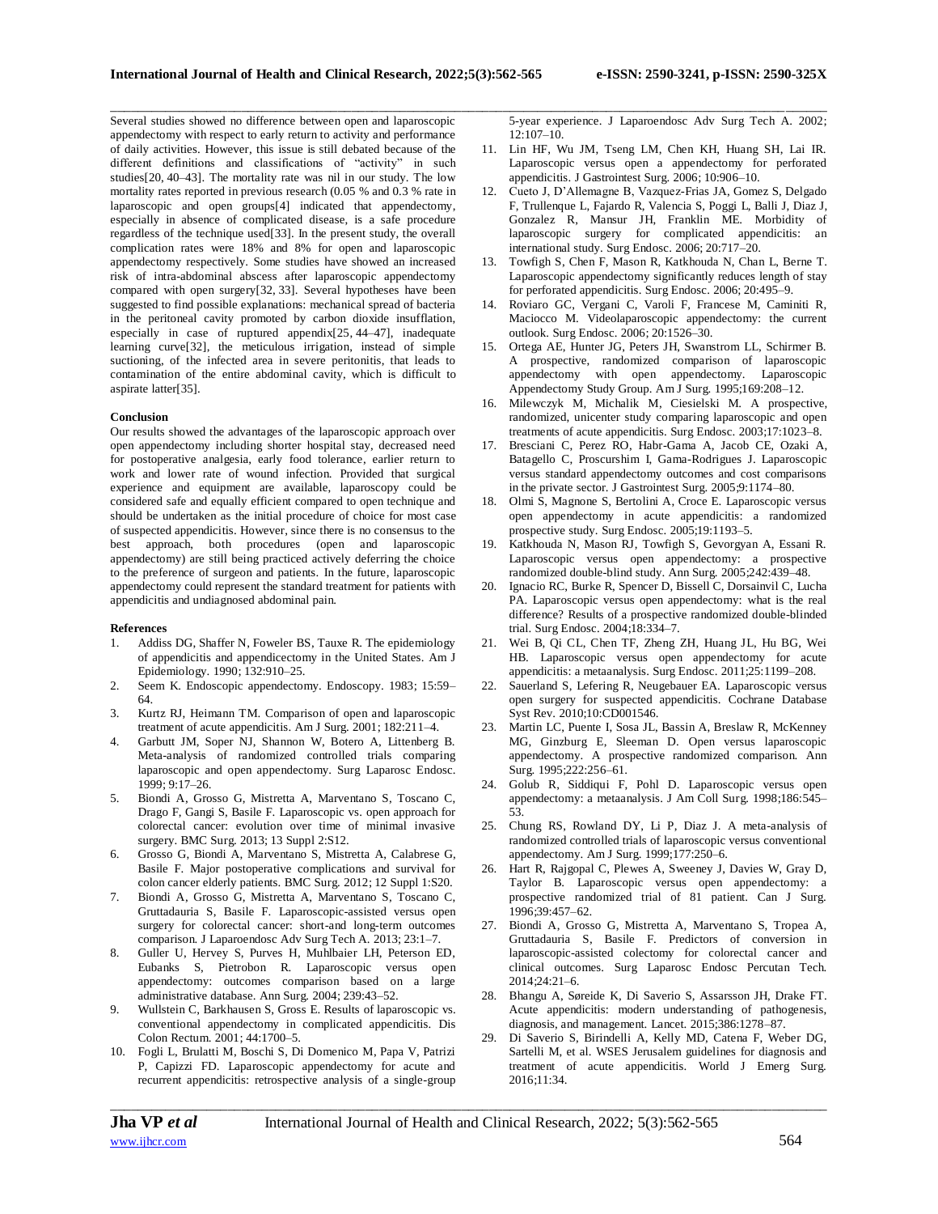Several studies showed no difference between open and laparoscopic appendectomy with respect to early return to activity and performance of daily activities. However, this issue is still debated because of the different definitions and classifications of "activity" in such studies[20, 40–43]. The mortality rate was nil in our study. The low mortality rates reported in previous research (0.05 % and 0.3 % rate in laparoscopic and open groups[4] indicated that appendectomy, especially in absence of complicated disease, is a safe procedure regardless of the technique used[33]. In the present study, the overall complication rates were 18% and 8% for open and laparoscopic appendectomy respectively. Some studies have showed an increased risk of intra-abdominal abscess after laparoscopic appendectomy compared with open surgery[32, 33]. Several hypotheses have been suggested to find possible explanations: mechanical spread of bacteria in the peritoneal cavity promoted by carbon dioxide insufflation, especially in case of ruptured appendix[25, 44–47], inadequate learning curve[32], the meticulous irrigation, instead of simple suctioning, of the infected area in severe peritonitis, that leads to contamination of the entire abdominal cavity, which is difficult to aspirate latter[35].

**Conclusion**

Our results showed the advantages of the laparoscopic approach over open appendectomy including shorter hospital stay, decreased need for postoperative analgesia, early food tolerance, earlier return to work and lower rate of wound infection. Provided that surgical experience and equipment are available, laparoscopy could be considered safe and equally efficient compared to open technique and should be undertaken as the initial procedure of choice for most case of suspected appendicitis. However, since there is no consensus to the best approach, both procedures (open and laparoscopic appendectomy) are still being practiced actively deferring the choice to the preference of surgeon and patients. In the future, laparoscopic appendectomy could represent the standard treatment for patients with appendicitis and undiagnosed abdominal pain.

**References**

1. Addiss DG, Shaffer N, Foweler BS, Tauxe R. The epidemiology of appendicitis and appendicectomy in the United States. Am J Epidemiology. 1990; 132:910–25.
2. Seem K. Endoscopic appendectomy. Endoscopy. 1983; 15:59–64.
3. Kurtz RJ, Heimann TM. Comparison of open and laparoscopic treatment of acute appendicitis. Am J Surg. 2001; 182:211–4.
4. Garbutt JM, Soper NJ, Shannon W, Botero A, Littenberg B. Meta-analysis of randomized controlled trials comparing laparoscopic and open appendectomy. Surg Laparosc Endosc. 1999; 9:17–26.
5. Biondi A, Grosso G, Mistretta A, Marventano S, Toscano C, Drago F, Gangi S, Basile F. Laparoscopic vs. open approach for colorectal cancer: evolution over time of minimal invasive surgery. BMC Surg. 2013; 13 Suppl 2:S12.
6. Grosso G, Biondi A, Marventano S, Mistretta A, Calabrese G, Basile F. Major postoperative complications and survival for colon cancer elderly patients. BMC Surg. 2012; 12 Suppl 1:S20.
7. Biondi A, Grosso G, Mistretta A, Marventano S, Toscano C, Gruttadauria S, Basile F. Laparoscopic-assisted versus open surgery for colorectal cancer: short-and long-term outcomes comparison. J Laparoendosc Adv Surg Tech A. 2013; 23:1–7.
8. Guller U, Hervey S, Purves H, Muhlbaier LH, Peterson ED, Eubanks S, Pietrobon R. Laparoscopic versus open appendectomy: outcomes comparison based on a large administrative database. Ann Surg. 2004; 239:43–52.
9. Wullstein C, Barkhausen S, Gross E. Results of laparoscopic vs. conventional appendectomy in complicated appendicitis. Dis Colon Rectum. 2001; 44:1700–5.
10. Fogli L, Brulatti M, Boschi S, Di Domenico M, Papa V, Patrizi P, Capizzi FD. Laparoscopic appendectomy for acute and recurrent appendicitis: retrospective analysis of a single-group 5-year experience. J Laparoendosc Adv Surg Tech A. 2002; 12:107–10.
11. Lin HF, Wu JM, Tseng LM, Chen KH, Huang SH, Lai IR. Laparoscopic versus open a appendectomy for perforated appendicitis. J Gastrointest Surg. 2006; 10:906–10.
12. Cueto J, D'Allemagne B, Vazquez-Frias JA, Gomez S, Delgado F, Trullenque L, Fajardo R, Valencia S, Poggi L, Balli J, Diaz J, Gonzalez R, Mansur JH, Franklin ME. Morbidity of laparoscopic surgery for complicated appendicitis: an international study. Surg Endosc. 2006; 20:717–20.
13. Towfigh S, Chen F, Mason R, Katkhouda N, Chan L, Berne T. Laparoscopic appendectomy significantly reduces length of stay for perforated appendicitis. Surg Endosc. 2006; 20:495–9.
14. Roviaro GC, Vergani C, Varoli F, Francese M, Caminiti R, Maciocco M. Videolaparoscopic appendectomy: the current outlook. Surg Endosc. 2006; 20:1526–30.
15. Ortega AE, Hunter JG, Peters JH, Swanstrom LL, Schirmer B. A prospective, randomized comparison of laparoscopic appendectomy with open appendectomy. Laparoscopic Appendectomy Study Group. Am J Surg. 1995;169:208–12.
16. Milewczyk M, Michalik M, Ciesielski M. A prospective, randomized, unicenter study comparing laparoscopic and open treatments of acute appendicitis. Surg Endosc. 2003;17:1023–8.
17. Bresciani C, Perez RO, Habr-Gama A, Jacob CE, Ozaki A, Batagello C, Proscurshim I, Gama-Rodrigues J. Laparoscopic versus standard appendectomy outcomes and cost comparisons in the private sector. J Gastrointest Surg. 2005;9:1174–80.
18. Olmi S, Magnone S, Bertolini A, Croce E. Laparoscopic versus open appendectomy in acute appendicitis: a randomized prospective study. Surg Endosc. 2005;19:1193–5.
19. Katkhouda N, Mason RJ, Towfigh S, Gevorgyan A, Essani R. Laparoscopic versus open appendectomy: a prospective randomized double-blind study. Ann Surg. 2005;242:439–48.
20. Ignacio RC, Burke R, Spencer D, Bissell C, Dorsainvil C, Lucha PA. Laparoscopic versus open appendectomy: what is the real difference? Results of a prospective randomized double-blinded trial. Surg Endosc. 2004;18:334–7.
21. Wei B, Qi CL, Chen TF, Zheng ZH, Huang JL, Hu BG, Wei HB. Laparoscopic versus open appendectomy for acute appendicitis: a metaanalysis. Surg Endosc. 2011;25:1199–208.
22. Sauerland S, Lefering R, Neugebauer EA. Laparoscopic versus open surgery for suspected appendicitis. Cochrane Database Syst Rev. 2010;10:CD001546.
23. Martin LC, Puente I, Sosa JL, Bassin A, Breslaw R, McKenney MG, Ginzburg E, Sleeman D. Open versus laparoscopic appendectomy. A prospective randomized comparison. Ann Surg. 1995;222:256–61.
24. Golub R, Siddiqui F, Pohl D. Laparoscopic versus open appendectomy: a metaanalysis. J Am Coll Surg. 1998;186:545–53.
25. Chung RS, Rowland DY, Li P, Diaz J. A meta-analysis of randomized controlled trials of laparoscopic versus conventional appendectomy. Am J Surg. 1999;177:250–6.
26. Hart R, Rajgopal C, Plewes A, Sweeney J, Davies W, Gray D, Taylor B. Laparoscopic versus open appendectomy: a prospective randomized trial of 81 patient. Can J Surg. 1996;39:457–62.
27. Biondi A, Grosso G, Mistretta A, Marventano S, Tropea A, Gruttadauria S, Basile F. Predictors of conversion in laparoscopic-assisted colectomy for colorectal cancer and clinical outcomes. Surg Laparosc Endosc Percutan Tech. 2014;24:21–6.
28. Bhangu A, Søreide K, Di Saverio S, Assarsson JH, Drake FT. Acute appendicitis: modern understanding of pathogenesis, diagnosis, and management. Lancet. 2015;386:1278–87.
29. Di Saverio S, Birindelli A, Kelly MD, Catena F, Weber DG, Sartelli M, et al. WSES Jerusalem guidelines for diagnosis and treatment of acute appendicitis. World J Emerg Surg. 2016;11:34.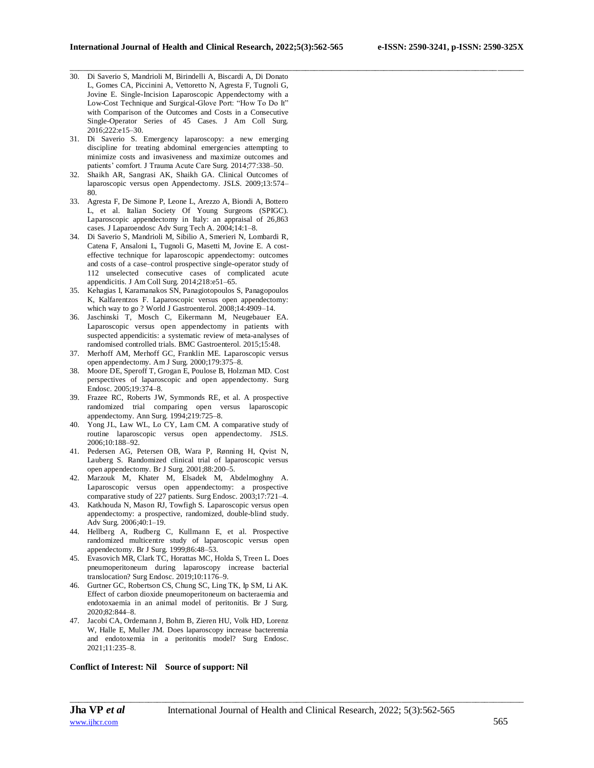30. Di Saverio S, Mandrioli M, Birindelli A, Biscardi A, Di Donato L, Gomes CA, Piccinini A, Vettoretto N, Agresta F, Tugnoli G, Jovine E. Single-Incision Laparoscopic Appendectomy with a Low-Cost Technique and Surgical-Glove Port: "How To Do It" with Comparison of the Outcomes and Costs in a Consecutive Single-Operator Series of 45 Cases. J Am Coll Surg. 2016;222:e15–30.
31. Di Saverio S. Emergency laparoscopy: a new emerging discipline for treating abdominal emergencies attempting to minimize costs and invasiveness and maximize outcomes and patients' comfort. J Trauma Acute Care Surg. 2014;77:338–50.
32. Shaikh AR, Sangrasi AK, Shaikh GA. Clinical Outcomes of laparoscopic versus open Appendectomy. JSLS. 2009;13:574–80.
33. Agresta F, De Simone P, Leone L, Arezzo A, Biondi A, Bottero L, et al. Italian Society Of Young Surgeons (SPIGC). Laparoscopic appendectomy in Italy: an appraisal of 26,863 cases. J Laparoendosc Adv Surg Tech A. 2004;14:1–8.
34. Di Saverio S, Mandrioli M, Sibilio A, Smerieri N, Lombardi R, Catena F, Ansaloni L, Tugnoli G, Masetti M, Jovine E. A cost-effective technique for laparoscopic appendectomy: outcomes and costs of a case–control prospective single-operator study of 112 unselected consecutive cases of complicated acute appendicitis. J Am Coll Surg. 2014;218:e51–65.
35. Kehagias I, Karamanakos SN, Panagiotopoulos S, Panagopoulos K, Kalfarentzos F. Laparoscopic versus open appendectomy: which way to go ? World J Gastroenterol. 2008;14:4909–14.
36. Jaschinski T, Mosch C, Eikermann M, Neugebauer EA. Laparoscopic versus open appendectomy in patients with suspected appendicitis: a systematic review of meta-analyses of randomised controlled trials. BMC Gastroenterol. 2015;15:48.
37. Merhoff AM, Merhoff GC, Franklin ME. Laparoscopic versus open appendectomy. Am J Surg. 2000;179:375–8.
38. Moore DE, Speroff T, Grogan E, Poulose B, Holzman MD. Cost perspectives of laparoscopic and open appendectomy. Surg Endosc. 2005;19:374–8.
39. Frazee RC, Roberts JW, Symmonds RE, et al. A prospective randomized trial comparing open versus laparoscopic appendectomy. Ann Surg. 1994;219:725–8.
40. Yong JL, Law WL, Lo CY, Lam CM. A comparative study of routine laparoscopic versus open appendectomy. JSLS. 2006;10:188–92.
41. Pedersen AG, Petersen OB, Wara P, Rønning H, Qvist N, Lauberg S. Randomized clinical trial of laparoscopic versus open appendectomy. Br J Surg. 2001;88:200–5.
42. Marzouk M, Khater M, Elsadek M, Abdelmoghny A. Laparoscopic versus open appendectomy: a prospective comparative study of 227 patients. Surg Endosc. 2003;17:721–4.
43. Katkhouda N, Mason RJ, Towfigh S. Laparoscopic versus open appendectomy: a prospective, randomized, double-blind study. Adv Surg. 2006;40:1–19.
44. Hellberg A, Rudberg C, Kullmann E, et al. Prospective randomized multicentre study of laparoscopic versus open appendectomy. Br J Surg. 1999;86:48–53.
45. Evasovich MR, Clark TC, Horattas MC, Holda S, Treen L. Does pneumoperitoneum during laparoscopy increase bacterial translocation? Surg Endosc. 2019;10:1176–9.
46. Gurtner GC, Robertson CS, Chung SC, Ling TK, Ip SM, Li AK. Effect of carbon dioxide pneumoperitoneum on bacteraemia and endotoxaemia in an animal model of peritonitis. Br J Surg. 2020;82:844–8.
47. Jacobi CA, Ordemann J, Bohm B, Zieren HU, Volk HD, Lorenz W, Halle E, Muller JM. Does laparoscopy increase bacteremia and endotoxemia in a peritonitis model? Surg Endosc. 2021;11:235–8.

**Conflict of Interest: Nil Source of support: Nil**